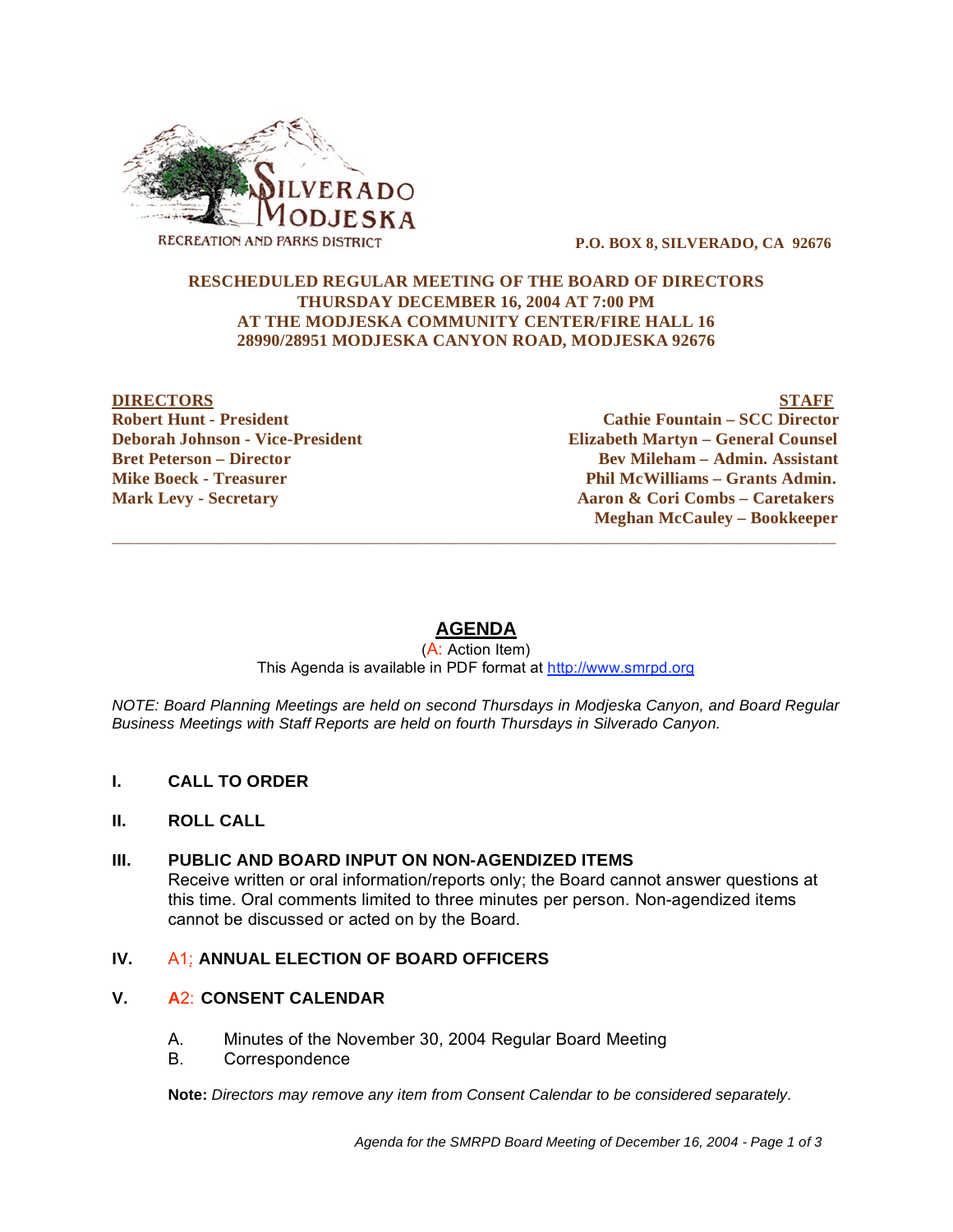SILVERADO MODJESKA
RECREATION AND PARKS DISTRICT

**P.O. BOX 8, SILVERADO, CA 92676**

**RESCHEDULED REGULAR MEETING OF THE BOARD OF DIRECTORS**
**THURSDAY DECEMBER 16, 2004 AT 7:00 PM**
**AT THE MODJESKA COMMUNITY CENTER/FIRE HALL 16**
**28990/28951 MODJESKA CANYON ROAD, MODJESKA 92676**

**DIRECTORS**
**Robert Hunt - President**
**Deborah Johnson - Vice-President**
**Bret Peterson – Director**
**Mike Boeck - Treasurer**
**Mark Levy - Secretary**

**STAFF**
**Cathie Fountain – SCC Director**
**Elizabeth Martyn – General Counsel**
**Bev Mileham – Admin. Assistant**
**Phil McWilliams – Grants Admin.**
**Aaron & Cori Combs – Caretakers**
**Meghan McCauley – Bookkeeper**

---

# AGENDA

(A: Action Item)
This Agenda is available in PDF format at http://www.smrpd.org

*NOTE: Board Planning Meetings are held on second Thursdays in Modjeska Canyon, and Board Regular Business Meetings with Staff Reports are held on fourth Thursdays in Silverado Canyon.*

**I. CALL TO ORDER**

**II. ROLL CALL**

**III. PUBLIC AND BOARD INPUT ON NON-AGENDIZED ITEMS**

Receive written or oral information/reports only; the Board cannot answer questions at this time. Oral comments limited to three minutes per person. Non-agendized items cannot be discussed or acted on by the Board.

**IV. A1: ANNUAL ELECTION OF BOARD OFFICERS**

**V. A2: CONSENT CALENDAR**

A. Minutes of the November 30, 2004 Regular Board Meeting
B. Correspondence

**Note:** *Directors may remove any item from Consent Calendar to be considered separately.*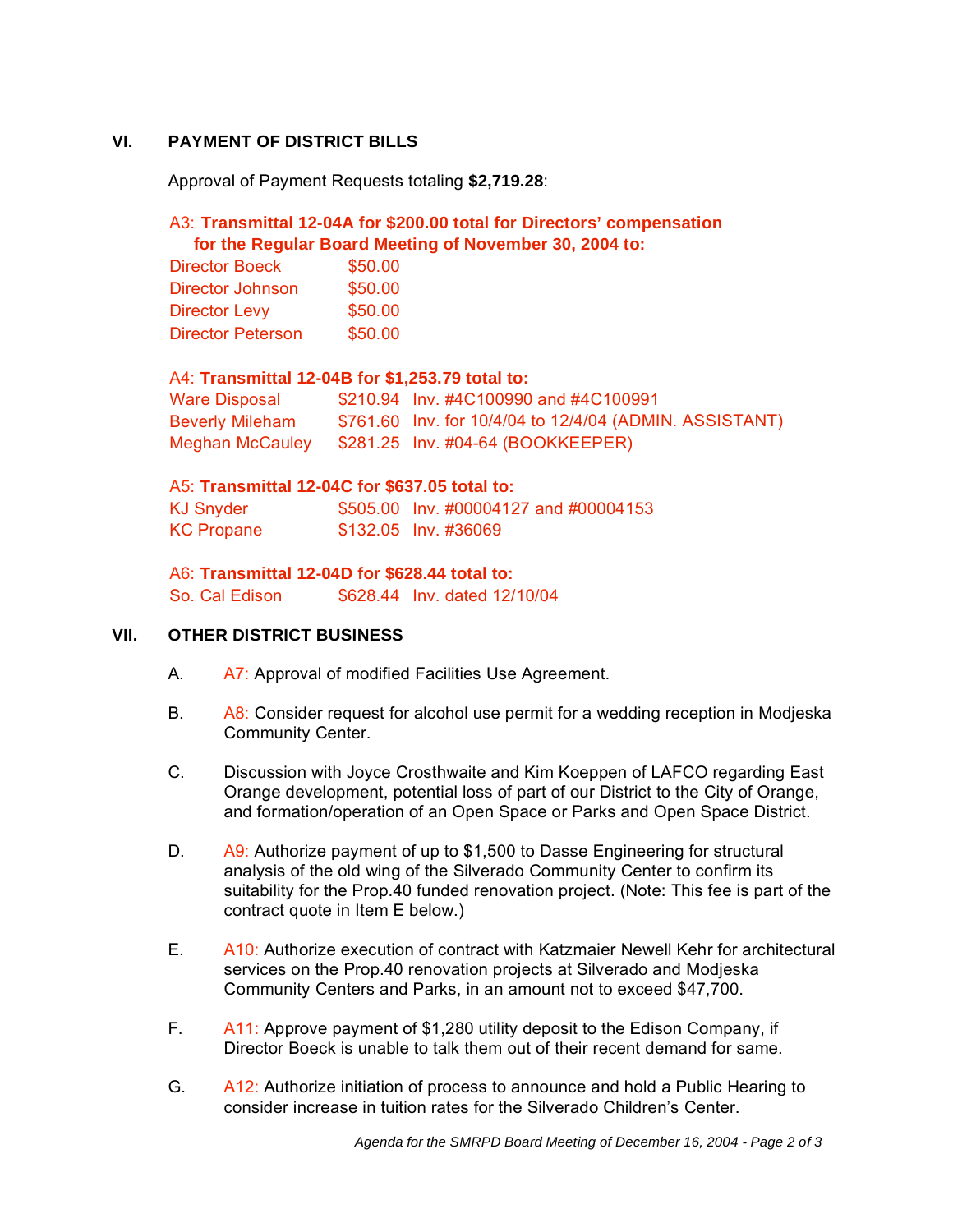## VI. PAYMENT OF DISTRICT BILLS

Approval of Payment Requests totaling **$2,719.28**:

A3: **Transmittal 12-04A for $200.00 total for Directors' compensation for the Regular Board Meeting of November 30, 2004 to:**

| | |
|---|---|
| Director Boeck | $50.00 |
| Director Johnson | $50.00 |
| Director Levy | $50.00 |
| Director Peterson | $50.00 |

A4: **Transmittal 12-04B for $1,253.79 total to:**

| | | |
|---|---|---|
| Ware Disposal | $210.94 | Inv. #4C100990 and #4C100991 |
| Beverly Mileham | $761.60 | Inv. for 10/4/04 to 12/4/04 (ADMIN. ASSISTANT) |
| Meghan McCauley | $281.25 | Inv. #04-64 (BOOKKEEPER) |

A5: **Transmittal 12-04C for $637.05 total to:**

| | | |
|---|---|---|
| KJ Snyder | $505.00 | Inv. #00004127 and #00004153 |
| KC Propane | $132.05 | Inv. #36069 |

A6: **Transmittal 12-04D for $628.44 total to:**

| | | |
|---|---|---|
| So. Cal Edison | $628.44 | Inv. dated 12/10/04 |

## VII. OTHER DISTRICT BUSINESS

A. A7: Approval of modified Facilities Use Agreement.

B. A8: Consider request for alcohol use permit for a wedding reception in Modjeska Community Center.

C. Discussion with Joyce Crosthwaite and Kim Koeppen of LAFCO regarding East Orange development, potential loss of part of our District to the City of Orange, and formation/operation of an Open Space or Parks and Open Space District.

D. A9: Authorize payment of up to $1,500 to Dasse Engineering for structural analysis of the old wing of the Silverado Community Center to confirm its suitability for the Prop.40 funded renovation project. (Note: This fee is part of the contract quote in Item E below.)

E. A10: Authorize execution of contract with Katzmaier Newell Kehr for architectural services on the Prop.40 renovation projects at Silverado and Modjeska Community Centers and Parks, in an amount not to exceed $47,700.

F. A11: Approve payment of $1,280 utility deposit to the Edison Company, if Director Boeck is unable to talk them out of their recent demand for same.

G. A12: Authorize initiation of process to announce and hold a Public Hearing to consider increase in tuition rates for the Silverado Children's Center.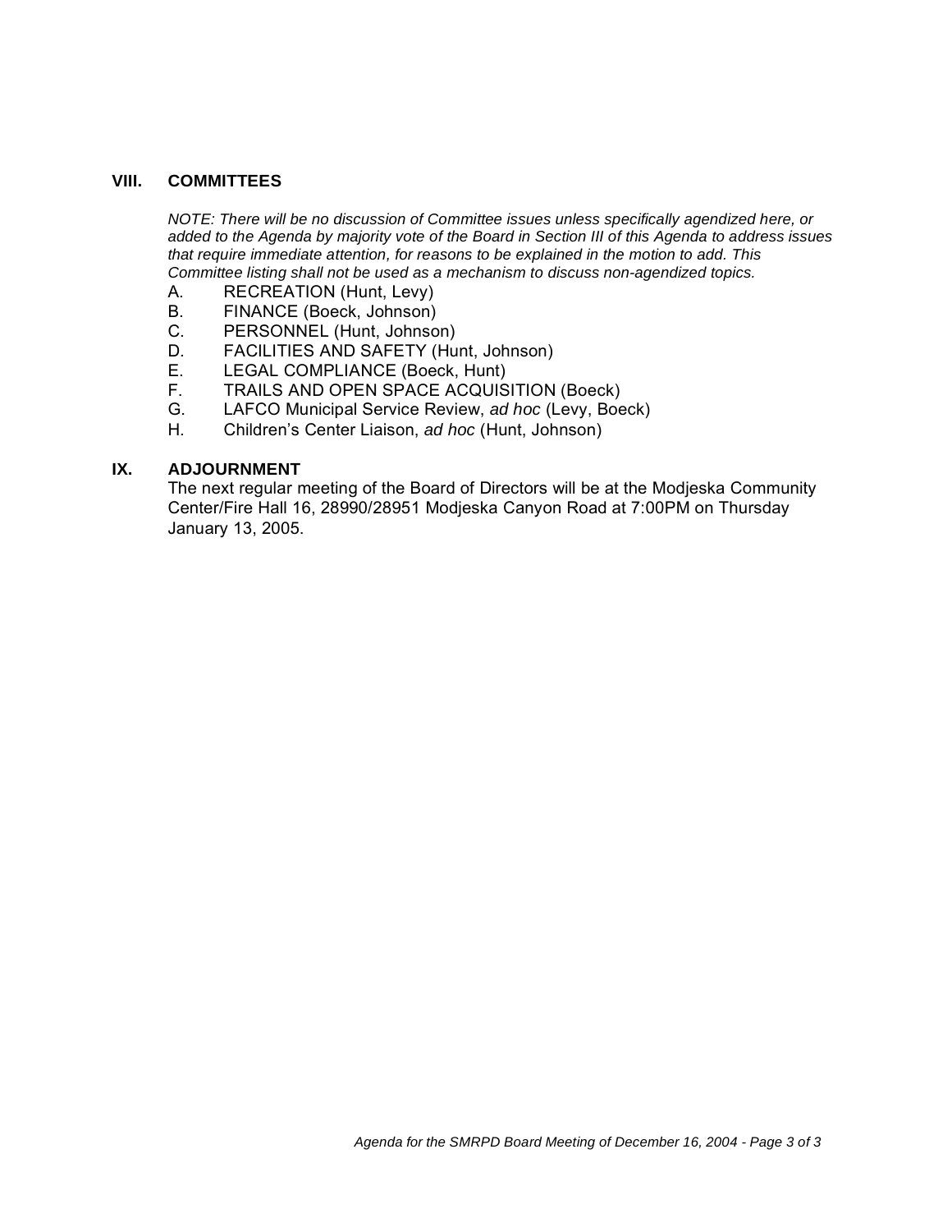## VIII. COMMITTEES

*NOTE: There will be no discussion of Committee issues unless specifically agendized here, or added to the Agenda by majority vote of the Board in Section III of this Agenda to address issues that require immediate attention, for reasons to be explained in the motion to add. This Committee listing shall not be used as a mechanism to discuss non-agendized topics.*

A. RECREATION (Hunt, Levy)
B. FINANCE (Boeck, Johnson)
C. PERSONNEL (Hunt, Johnson)
D. FACILITIES AND SAFETY (Hunt, Johnson)
E. LEGAL COMPLIANCE (Boeck, Hunt)
F. TRAILS AND OPEN SPACE ACQUISITION (Boeck)
G. LAFCO Municipal Service Review, *ad hoc* (Levy, Boeck)
H. Children's Center Liaison, *ad hoc* (Hunt, Johnson)

## IX. ADJOURNMENT

The next regular meeting of the Board of Directors will be at the Modjeska Community Center/Fire Hall 16, 28990/28951 Modjeska Canyon Road at 7:00PM on Thursday January 13, 2005.